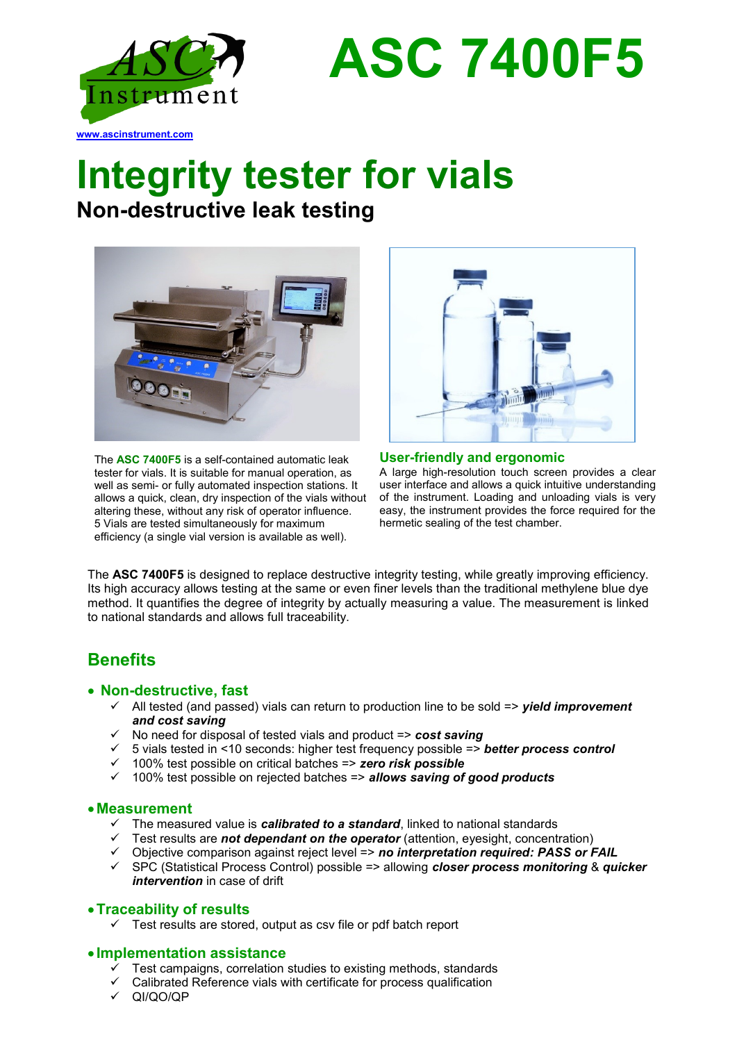# ASC 7400F5

www.ascinstrument.com

# Integrity tester for vials

## Non-destructive leak testing

The **ASC 7400F5** is a self-contained automatic leak tester for vials. It is suitable for manual operation, as well as semi- or fully automated inspection stations. It allows a quick, clean, dry inspection of the vials without altering these, without any risk of operator influence. 5 Vials are tested simultaneously for maximum efficiency (a single vial version is available as well).

### User-friendly and ergonomic

A large high-resolution touch screen provides a clear user interface and allows a quick intuitive understanding of the instrument. Loading and unloading vials is very easy, the instrument provides the force required for the hermetic sealing of the test chamber.

The **ASC 7400F5** is designed to replace destructive integrity testing, while greatly improving efficiency. Its high accuracy allows testing at the same or even finer levels than the traditional methylene blue dye method. It quantifies the degree of integrity by actually measuring a value. The measurement is linked to national standards and allows full traceability.

## Benefits

- **Non-destructive, fast**
  - ✓ All tested (and passed) vials can return to production line to be sold => ***yield improvement and cost saving***
  - ✓ No need for disposal of tested vials and product => ***cost saving***
  - ✓ 5 vials tested in <10 seconds: higher test frequency possible => ***better process control***
  - ✓ 100% test possible on critical batches => ***zero risk possible***
  - ✓ 100% test possible on rejected batches => ***allows saving of good products***

- **Measurement**
  - ✓ The measured value is ***calibrated to a standard***, linked to national standards
  - ✓ Test results are ***not dependant on the operator*** (attention, eyesight, concentration)
  - ✓ Objective comparison against reject level => ***no interpretation required: PASS or FAIL***
  - ✓ SPC (Statistical Process Control) possible => allowing ***closer process monitoring*** & ***quicker intervention*** in case of drift

- **Traceability of results**
  - ✓ Test results are stored, output as csv file or pdf batch report

- **Implementation assistance**
  - ✓ Test campaigns, correlation studies to existing methods, standards
  - ✓ Calibrated Reference vials with certificate for process qualification
  - ✓ QI/QO/QP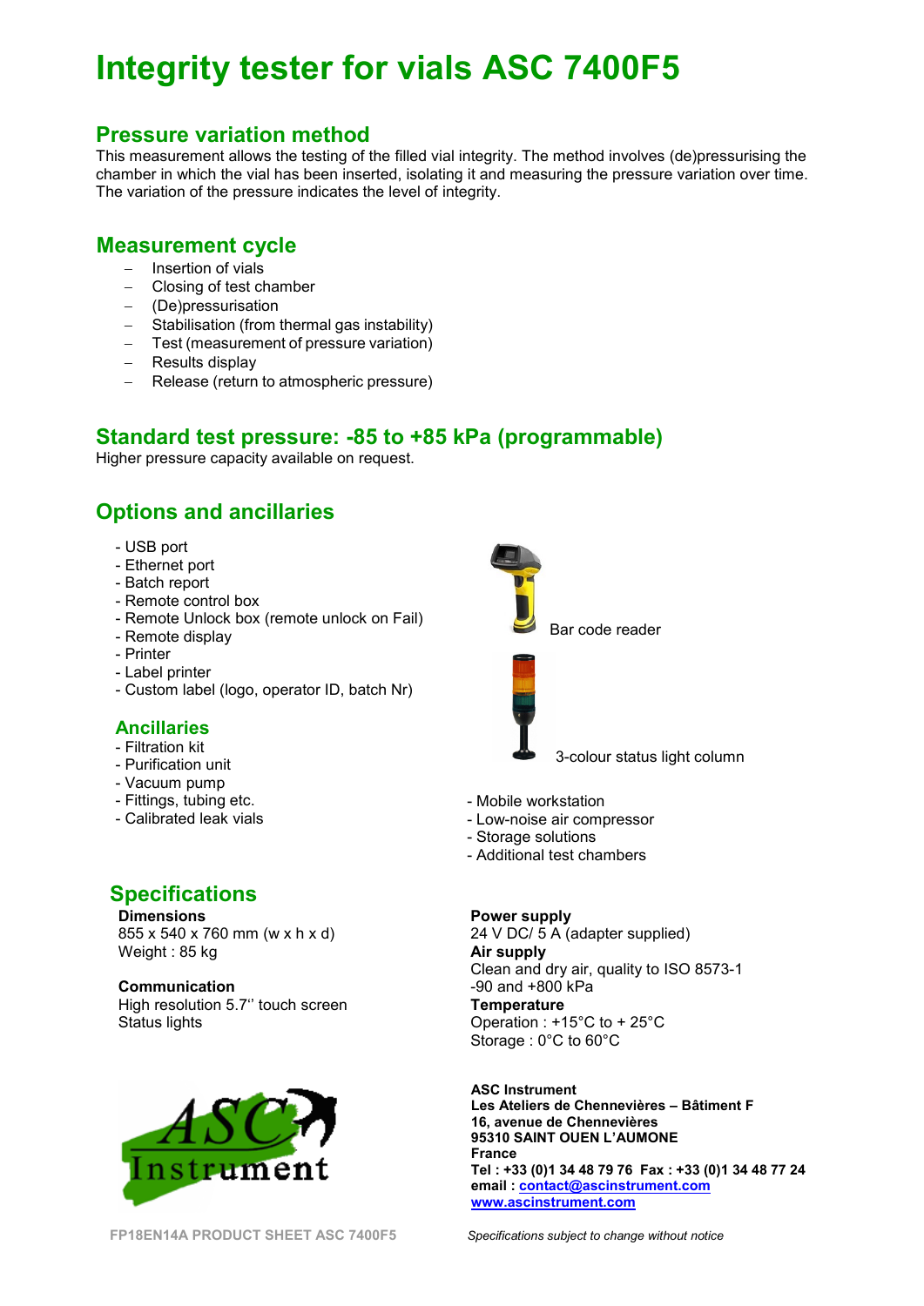# Integrity tester for vials ASC 7400F5

## Pressure variation method

This measurement allows the testing of the filled vial integrity. The method involves (de)pressurising the chamber in which the vial has been inserted, isolating it and measuring the pressure variation over time. The variation of the pressure indicates the level of integrity.

## Measurement cycle

- Insertion of vials
- Closing of test chamber
- (De)pressurisation
- Stabilisation (from thermal gas instability)
- Test (measurement of pressure variation)
- Results display
- Release (return to atmospheric pressure)

## Standard test pressure: -85 to +85 kPa (programmable)

Higher pressure capacity available on request.

## Options and ancillaries

- USB port
- Ethernet port
- Batch report
- Remote control box
- Remote Unlock box (remote unlock on Fail)
- Remote display
- Printer
- Label printer
- Custom label (logo, operator ID, batch Nr)

Bar code reader

3-colour status light column

### Ancillaries

- Filtration kit
- Purification unit
- Vacuum pump
- Fittings, tubing etc.
- Calibrated leak vials
- Mobile workstation
- Low-noise air compressor
- Storage solutions
- Additional test chambers

## Specifications

**Dimensions**
855 x 540 x 760 mm (w x h x d)
Weight : 85 kg

**Communication**
High resolution 5.7'' touch screen
Status lights

**Power supply**
24 V DC/ 5 A (adapter supplied)

**Air supply**
Clean and dry air, quality to ISO 8573-1
-90 and +800 kPa

**Temperature**
Operation : +15°C to + 25°C
Storage : 0°C to 60°C

**ASC Instrument**
**Les Ateliers de Chennevières – Bâtiment F**
**16, avenue de Chennevières**
**95310 SAINT OUEN L'AUMONE**
**France**
**Tel : +33 (0)1 34 48 79 76 Fax : +33 (0)1 34 48 77 24**
**email : contact@ascinstrument.com**
**www.ascinstrument.com**

FP18EN14A PRODUCT SHEET ASC 7400F5

*Specifications subject to change without notice*